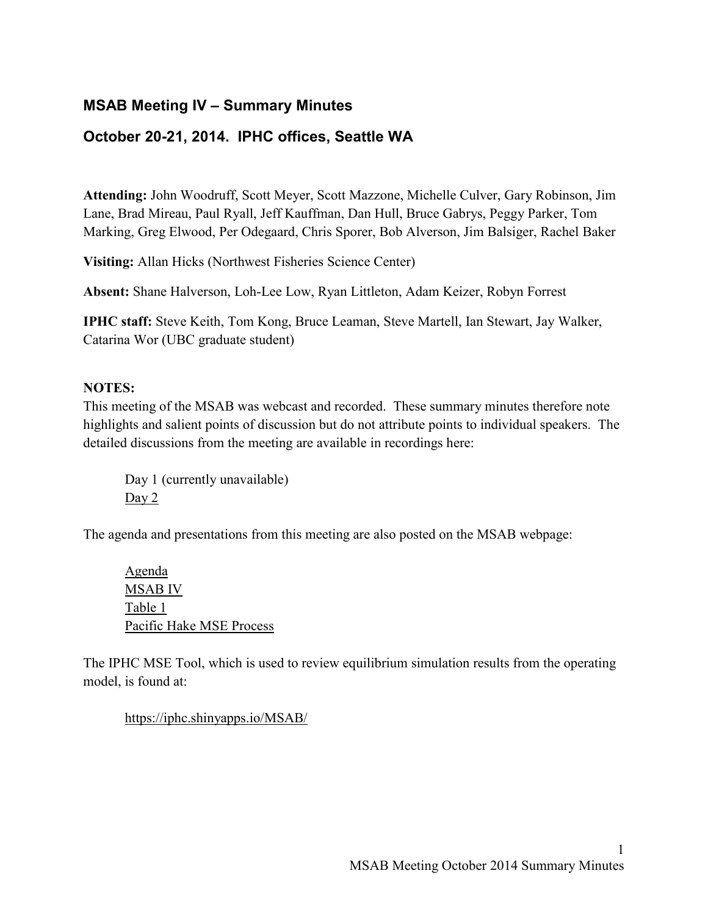## MSAB Meeting IV – Summary Minutes

## October 20-21, 2014. IPHC offices, Seattle WA

**Attending:** John Woodruff, Scott Meyer, Scott Mazzone, Michelle Culver, Gary Robinson, Jim Lane, Brad Mireau, Paul Ryall, Jeff Kauffman, Dan Hull, Bruce Gabrys, Peggy Parker, Tom Marking, Greg Elwood, Per Odegaard, Chris Sporer, Bob Alverson, Jim Balsiger, Rachel Baker

**Visiting:** Allan Hicks (Northwest Fisheries Science Center)

**Absent:** Shane Halverson, Loh-Lee Low, Ryan Littleton, Adam Keizer, Robyn Forrest

**IPHC staff:** Steve Keith, Tom Kong, Bruce Leaman, Steve Martell, Ian Stewart, Jay Walker, Catarina Wor (UBC graduate student)

**NOTES:**

This meeting of the MSAB was webcast and recorded. These summary minutes therefore note highlights and salient points of discussion but do not attribute points to individual speakers. The detailed discussions from the meeting are available in recordings here:

> Day 1 (currently unavailable)
> Day 2

The agenda and presentations from this meeting are also posted on the MSAB webpage:

> Agenda
> MSAB IV
> Table 1
> Pacific Hake MSE Process

The IPHC MSE Tool, which is used to review equilibrium simulation results from the operating model, is found at:

> https://iphc.shinyapps.io/MSAB/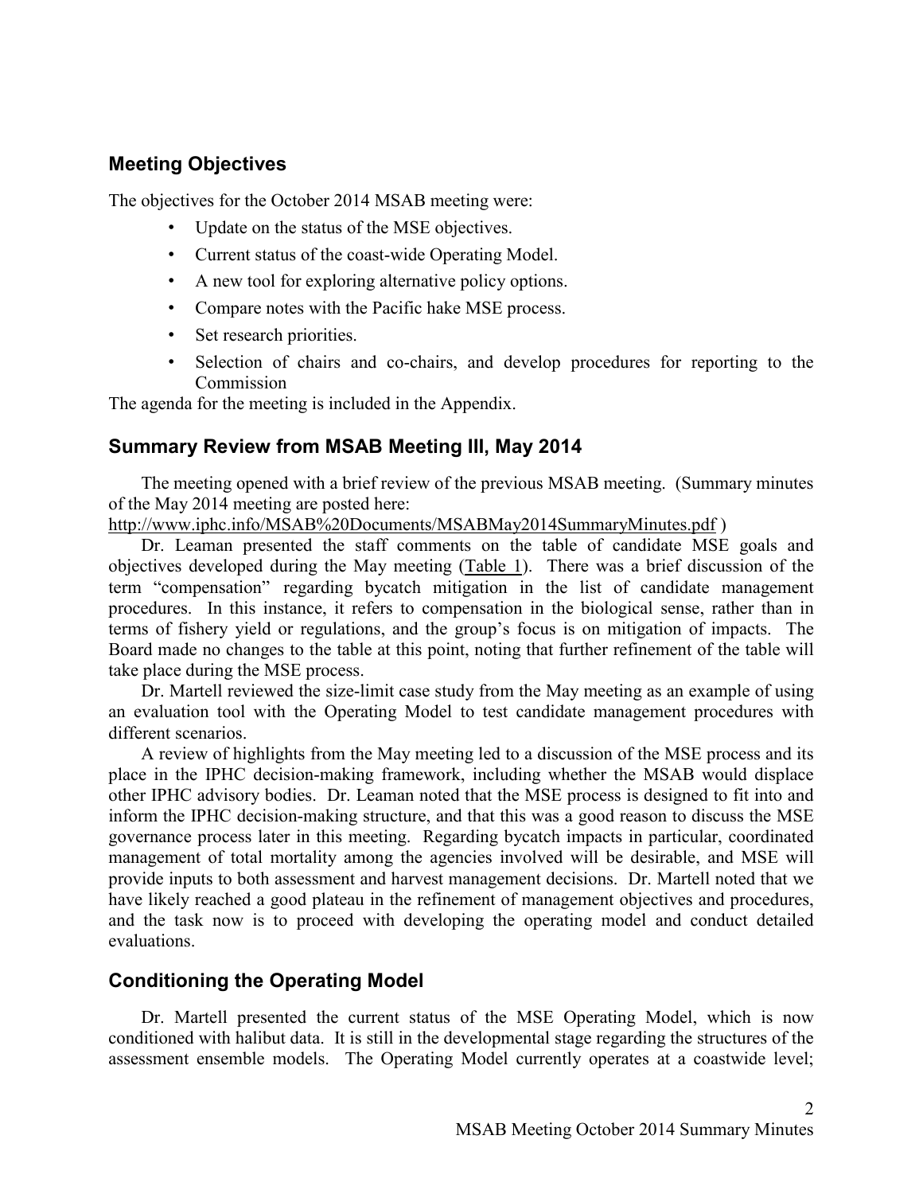## Meeting Objectives

The objectives for the October 2014 MSAB meeting were:

- Update on the status of the MSE objectives.
- Current status of the coast-wide Operating Model.
- A new tool for exploring alternative policy options.
- Compare notes with the Pacific hake MSE process.
- Set research priorities.
- Selection of chairs and co-chairs, and develop procedures for reporting to the Commission

The agenda for the meeting is included in the Appendix.

## Summary Review from MSAB Meeting III, May 2014

The meeting opened with a brief review of the previous MSAB meeting. (Summary minutes of the May 2014 meeting are posted here: http://www.iphc.info/MSAB%20Documents/MSABMay2014SummaryMinutes.pdf )

Dr. Leaman presented the staff comments on the table of candidate MSE goals and objectives developed during the May meeting (Table 1). There was a brief discussion of the term "compensation" regarding bycatch mitigation in the list of candidate management procedures. In this instance, it refers to compensation in the biological sense, rather than in terms of fishery yield or regulations, and the group's focus is on mitigation of impacts. The Board made no changes to the table at this point, noting that further refinement of the table will take place during the MSE process.

Dr. Martell reviewed the size-limit case study from the May meeting as an example of using an evaluation tool with the Operating Model to test candidate management procedures with different scenarios.

A review of highlights from the May meeting led to a discussion of the MSE process and its place in the IPHC decision-making framework, including whether the MSAB would displace other IPHC advisory bodies. Dr. Leaman noted that the MSE process is designed to fit into and inform the IPHC decision-making structure, and that this was a good reason to discuss the MSE governance process later in this meeting. Regarding bycatch impacts in particular, coordinated management of total mortality among the agencies involved will be desirable, and MSE will provide inputs to both assessment and harvest management decisions. Dr. Martell noted that we have likely reached a good plateau in the refinement of management objectives and procedures, and the task now is to proceed with developing the operating model and conduct detailed evaluations.

## Conditioning the Operating Model

Dr. Martell presented the current status of the MSE Operating Model, which is now conditioned with halibut data. It is still in the developmental stage regarding the structures of the assessment ensemble models. The Operating Model currently operates at a coastwide level;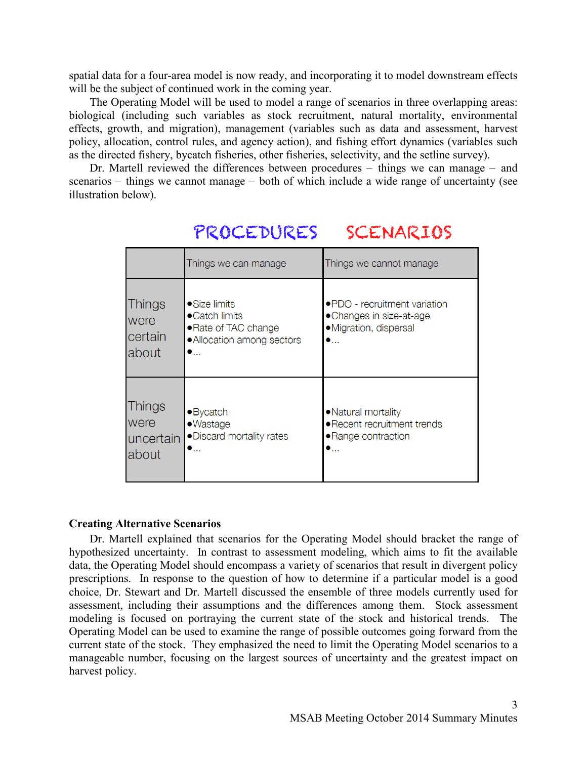spatial data for a four-area model is now ready, and incorporating it to model downstream effects will be the subject of continued work in the coming year.

The Operating Model will be used to model a range of scenarios in three overlapping areas: biological (including such variables as stock recruitment, natural mortality, environmental effects, growth, and migration), management (variables such as data and assessment, harvest policy, allocation, control rules, and agency action), and fishing effort dynamics (variables such as the directed fishery, bycatch fisheries, other fisheries, selectivity, and the setline survey).

Dr. Martell reviewed the differences between procedures – things we can manage – and scenarios – things we cannot manage – both of which include a wide range of uncertainty (see illustration below).

| | PROCEDURES<br>Things we can manage | SCENARIOS<br>Things we cannot manage |
|---|---|---|
| Things were certain about | •Size limits<br>•Catch limits<br>•Rate of TAC change<br>•Allocation among sectors<br>•... | •PDO - recruitment variation<br>•Changes in size-at-age<br>•Migration, dispersal<br>•... |
| Things were uncertain about | •Bycatch<br>•Wastage<br>•Discard mortality rates<br>•... | •Natural mortality<br>•Recent recruitment trends<br>•Range contraction<br>•... |

**Creating Alternative Scenarios**

Dr. Martell explained that scenarios for the Operating Model should bracket the range of hypothesized uncertainty. In contrast to assessment modeling, which aims to fit the available data, the Operating Model should encompass a variety of scenarios that result in divergent policy prescriptions. In response to the question of how to determine if a particular model is a good choice, Dr. Stewart and Dr. Martell discussed the ensemble of three models currently used for assessment, including their assumptions and the differences among them. Stock assessment modeling is focused on portraying the current state of the stock and historical trends. The Operating Model can be used to examine the range of possible outcomes going forward from the current state of the stock. They emphasized the need to limit the Operating Model scenarios to a manageable number, focusing on the largest sources of uncertainty and the greatest impact on harvest policy.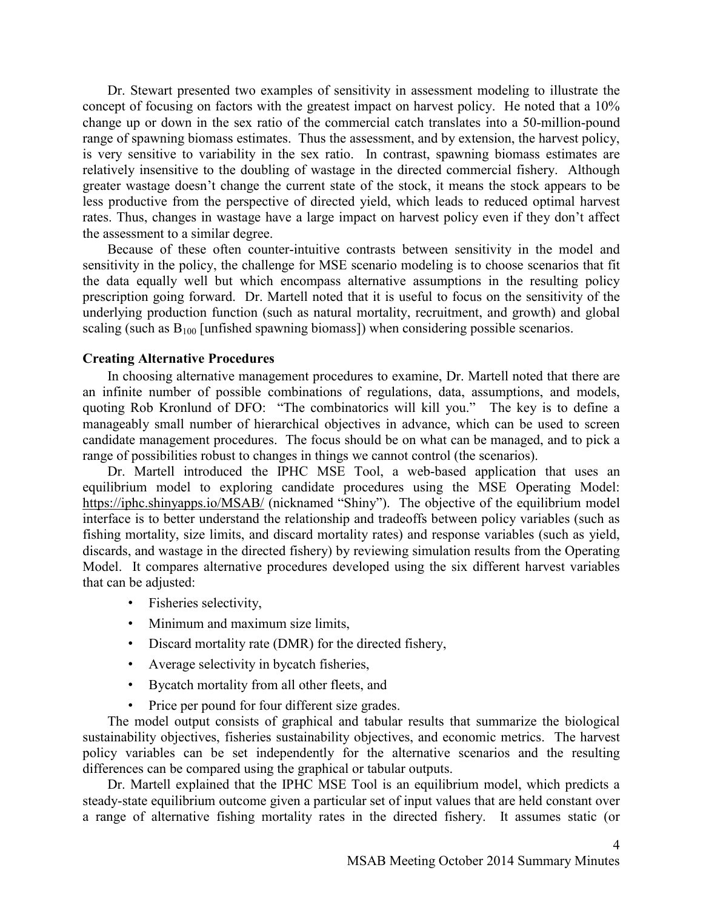Dr. Stewart presented two examples of sensitivity in assessment modeling to illustrate the concept of focusing on factors with the greatest impact on harvest policy. He noted that a 10% change up or down in the sex ratio of the commercial catch translates into a 50-million-pound range of spawning biomass estimates. Thus the assessment, and by extension, the harvest policy, is very sensitive to variability in the sex ratio. In contrast, spawning biomass estimates are relatively insensitive to the doubling of wastage in the directed commercial fishery. Although greater wastage doesn't change the current state of the stock, it means the stock appears to be less productive from the perspective of directed yield, which leads to reduced optimal harvest rates. Thus, changes in wastage have a large impact on harvest policy even if they don't affect the assessment to a similar degree.

Because of these often counter-intuitive contrasts between sensitivity in the model and sensitivity in the policy, the challenge for MSE scenario modeling is to choose scenarios that fit the data equally well but which encompass alternative assumptions in the resulting policy prescription going forward. Dr. Martell noted that it is useful to focus on the sensitivity of the underlying production function (such as natural mortality, recruitment, and growth) and global scaling (such as $B_{100}$ [unfished spawning biomass]) when considering possible scenarios.

**Creating Alternative Procedures**

In choosing alternative management procedures to examine, Dr. Martell noted that there are an infinite number of possible combinations of regulations, data, assumptions, and models, quoting Rob Kronlund of DFO: "The combinatorics will kill you." The key is to define a manageably small number of hierarchical objectives in advance, which can be used to screen candidate management procedures. The focus should be on what can be managed, and to pick a range of possibilities robust to changes in things we cannot control (the scenarios).

Dr. Martell introduced the IPHC MSE Tool, a web-based application that uses an equilibrium model to exploring candidate procedures using the MSE Operating Model: https://iphc.shinyapps.io/MSAB/ (nicknamed "Shiny"). The objective of the equilibrium model interface is to better understand the relationship and tradeoffs between policy variables (such as fishing mortality, size limits, and discard mortality rates) and response variables (such as yield, discards, and wastage in the directed fishery) by reviewing simulation results from the Operating Model. It compares alternative procedures developed using the six different harvest variables that can be adjusted:

- Fisheries selectivity,
- Minimum and maximum size limits,
- Discard mortality rate (DMR) for the directed fishery,
- Average selectivity in bycatch fisheries,
- Bycatch mortality from all other fleets, and
- Price per pound for four different size grades.

The model output consists of graphical and tabular results that summarize the biological sustainability objectives, fisheries sustainability objectives, and economic metrics. The harvest policy variables can be set independently for the alternative scenarios and the resulting differences can be compared using the graphical or tabular outputs.

Dr. Martell explained that the IPHC MSE Tool is an equilibrium model, which predicts a steady-state equilibrium outcome given a particular set of input values that are held constant over a range of alternative fishing mortality rates in the directed fishery. It assumes static (or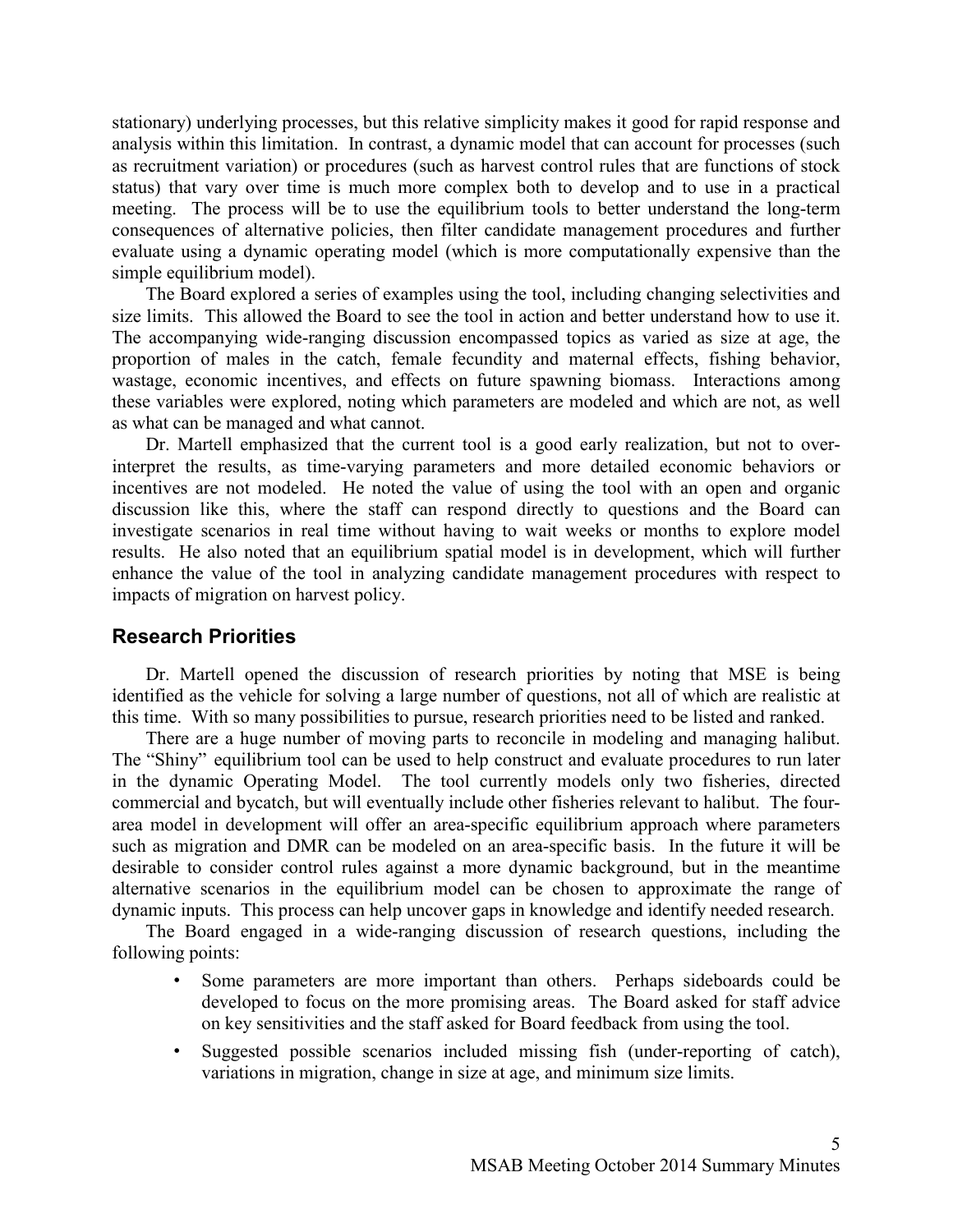stationary) underlying processes, but this relative simplicity makes it good for rapid response and analysis within this limitation. In contrast, a dynamic model that can account for processes (such as recruitment variation) or procedures (such as harvest control rules that are functions of stock status) that vary over time is much more complex both to develop and to use in a practical meeting. The process will be to use the equilibrium tools to better understand the long-term consequences of alternative policies, then filter candidate management procedures and further evaluate using a dynamic operating model (which is more computationally expensive than the simple equilibrium model).

The Board explored a series of examples using the tool, including changing selectivities and size limits. This allowed the Board to see the tool in action and better understand how to use it. The accompanying wide-ranging discussion encompassed topics as varied as size at age, the proportion of males in the catch, female fecundity and maternal effects, fishing behavior, wastage, economic incentives, and effects on future spawning biomass. Interactions among these variables were explored, noting which parameters are modeled and which are not, as well as what can be managed and what cannot.

Dr. Martell emphasized that the current tool is a good early realization, but not to over-interpret the results, as time-varying parameters and more detailed economic behaviors or incentives are not modeled. He noted the value of using the tool with an open and organic discussion like this, where the staff can respond directly to questions and the Board can investigate scenarios in real time without having to wait weeks or months to explore model results. He also noted that an equilibrium spatial model is in development, which will further enhance the value of the tool in analyzing candidate management procedures with respect to impacts of migration on harvest policy.

## Research Priorities

Dr. Martell opened the discussion of research priorities by noting that MSE is being identified as the vehicle for solving a large number of questions, not all of which are realistic at this time. With so many possibilities to pursue, research priorities need to be listed and ranked.

There are a huge number of moving parts to reconcile in modeling and managing halibut. The "Shiny" equilibrium tool can be used to help construct and evaluate procedures to run later in the dynamic Operating Model. The tool currently models only two fisheries, directed commercial and bycatch, but will eventually include other fisheries relevant to halibut. The four-area model in development will offer an area-specific equilibrium approach where parameters such as migration and DMR can be modeled on an area-specific basis. In the future it will be desirable to consider control rules against a more dynamic background, but in the meantime alternative scenarios in the equilibrium model can be chosen to approximate the range of dynamic inputs. This process can help uncover gaps in knowledge and identify needed research.

The Board engaged in a wide-ranging discussion of research questions, including the following points:

- Some parameters are more important than others. Perhaps sideboards could be developed to focus on the more promising areas. The Board asked for staff advice on key sensitivities and the staff asked for Board feedback from using the tool.
- Suggested possible scenarios included missing fish (under-reporting of catch), variations in migration, change in size at age, and minimum size limits.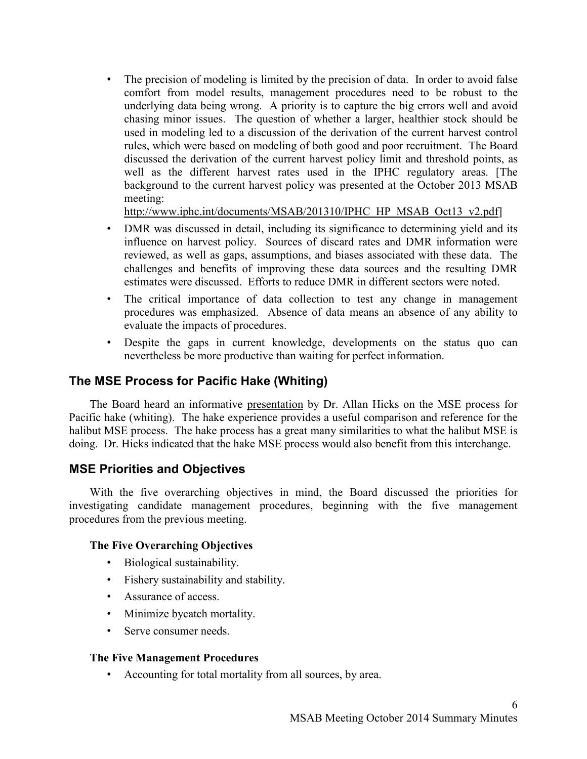- The precision of modeling is limited by the precision of data. In order to avoid false comfort from model results, management procedures need to be robust to the underlying data being wrong. A priority is to capture the big errors well and avoid chasing minor issues. The question of whether a larger, healthier stock should be used in modeling led to a discussion of the derivation of the current harvest control rules, which were based on modeling of both good and poor recruitment. The Board discussed the derivation of the current harvest policy limit and threshold points, as well as the different harvest rates used in the IPHC regulatory areas. [The background to the current harvest policy was presented at the October 2013 MSAB meeting: http://www.iphc.int/documents/MSAB/201310/IPHC_HP_MSAB_Oct13_v2.pdf]
- DMR was discussed in detail, including its significance to determining yield and its influence on harvest policy. Sources of discard rates and DMR information were reviewed, as well as gaps, assumptions, and biases associated with these data. The challenges and benefits of improving these data sources and the resulting DMR estimates were discussed. Efforts to reduce DMR in different sectors were noted.
- The critical importance of data collection to test any change in management procedures was emphasized. Absence of data means an absence of any ability to evaluate the impacts of procedures.
- Despite the gaps in current knowledge, developments on the status quo can nevertheless be more productive than waiting for perfect information.

## The MSE Process for Pacific Hake (Whiting)

The Board heard an informative presentation by Dr. Allan Hicks on the MSE process for Pacific hake (whiting). The hake experience provides a useful comparison and reference for the halibut MSE process. The hake process has a great many similarities to what the halibut MSE is doing. Dr. Hicks indicated that the hake MSE process would also benefit from this interchange.

## MSE Priorities and Objectives

With the five overarching objectives in mind, the Board discussed the priorities for investigating candidate management procedures, beginning with the five management procedures from the previous meeting.

### The Five Overarching Objectives

- Biological sustainability.
- Fishery sustainability and stability.
- Assurance of access.
- Minimize bycatch mortality.
- Serve consumer needs.

### The Five Management Procedures

- Accounting for total mortality from all sources, by area.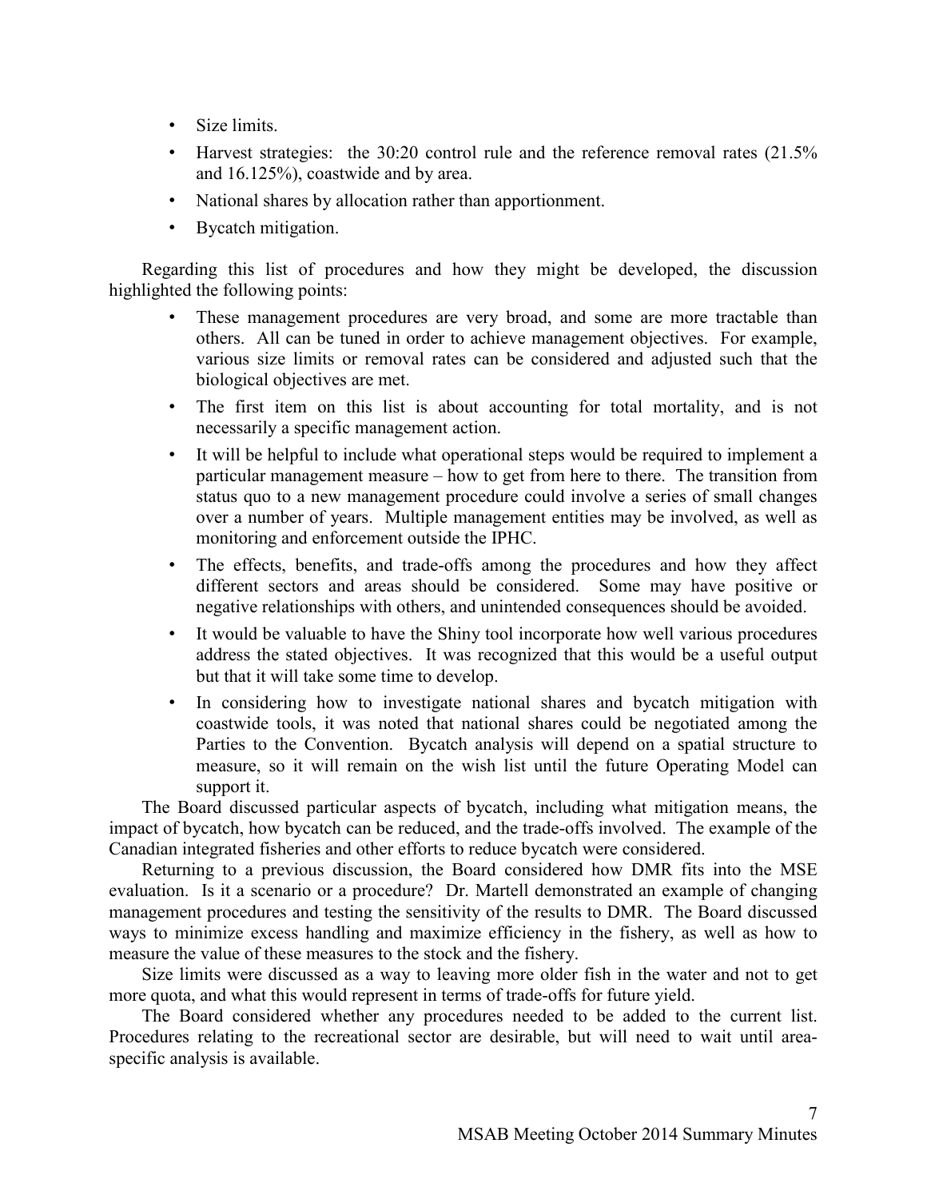- Size limits.
- Harvest strategies: the 30:20 control rule and the reference removal rates (21.5% and 16.125%), coastwide and by area.
- National shares by allocation rather than apportionment.
- Bycatch mitigation.

Regarding this list of procedures and how they might be developed, the discussion highlighted the following points:

- These management procedures are very broad, and some are more tractable than others. All can be tuned in order to achieve management objectives. For example, various size limits or removal rates can be considered and adjusted such that the biological objectives are met.
- The first item on this list is about accounting for total mortality, and is not necessarily a specific management action.
- It will be helpful to include what operational steps would be required to implement a particular management measure – how to get from here to there. The transition from status quo to a new management procedure could involve a series of small changes over a number of years. Multiple management entities may be involved, as well as monitoring and enforcement outside the IPHC.
- The effects, benefits, and trade-offs among the procedures and how they affect different sectors and areas should be considered. Some may have positive or negative relationships with others, and unintended consequences should be avoided.
- It would be valuable to have the Shiny tool incorporate how well various procedures address the stated objectives. It was recognized that this would be a useful output but that it will take some time to develop.
- In considering how to investigate national shares and bycatch mitigation with coastwide tools, it was noted that national shares could be negotiated among the Parties to the Convention. Bycatch analysis will depend on a spatial structure to measure, so it will remain on the wish list until the future Operating Model can support it.

The Board discussed particular aspects of bycatch, including what mitigation means, the impact of bycatch, how bycatch can be reduced, and the trade-offs involved. The example of the Canadian integrated fisheries and other efforts to reduce bycatch were considered.

Returning to a previous discussion, the Board considered how DMR fits into the MSE evaluation. Is it a scenario or a procedure? Dr. Martell demonstrated an example of changing management procedures and testing the sensitivity of the results to DMR. The Board discussed ways to minimize excess handling and maximize efficiency in the fishery, as well as how to measure the value of these measures to the stock and the fishery.

Size limits were discussed as a way to leaving more older fish in the water and not to get more quota, and what this would represent in terms of trade-offs for future yield.

The Board considered whether any procedures needed to be added to the current list. Procedures relating to the recreational sector are desirable, but will need to wait until area-specific analysis is available.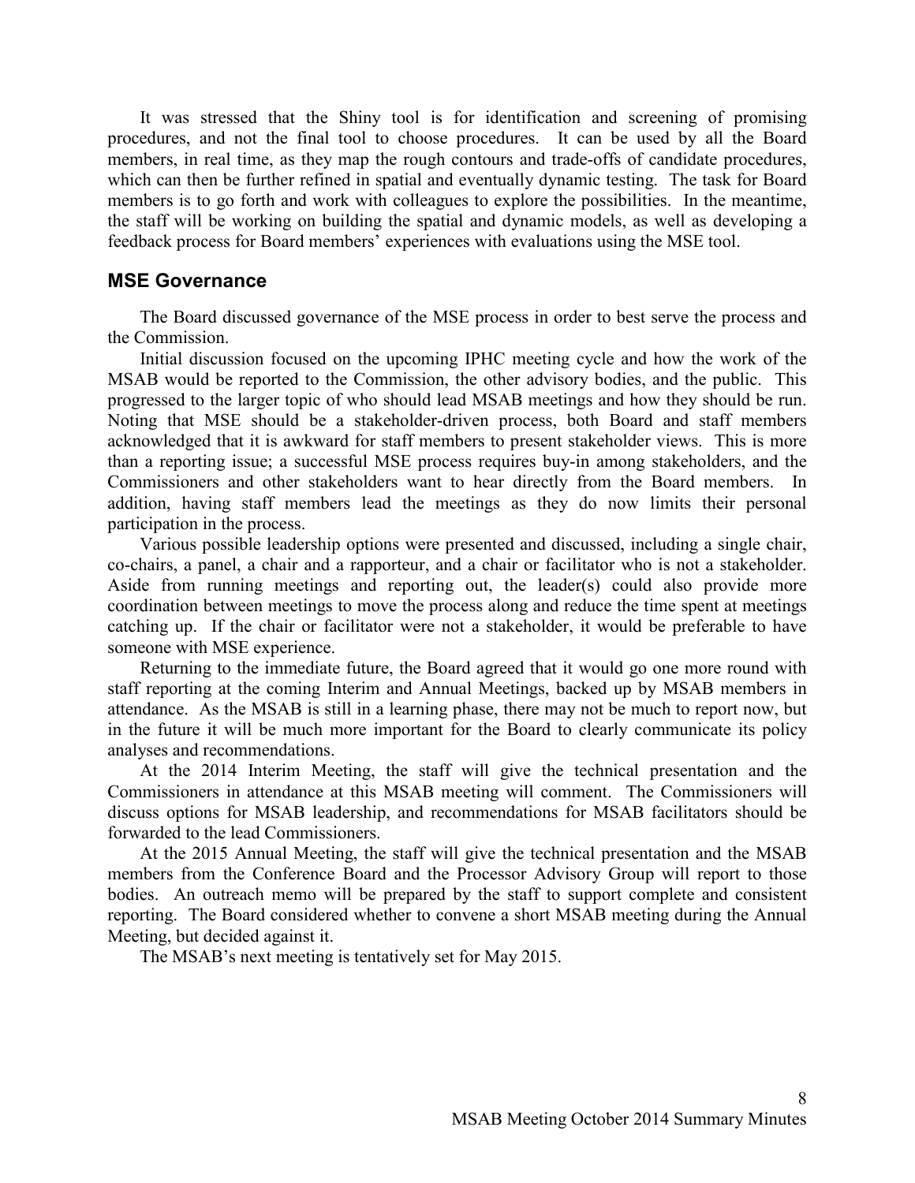It was stressed that the Shiny tool is for identification and screening of promising procedures, and not the final tool to choose procedures. It can be used by all the Board members, in real time, as they map the rough contours and trade-offs of candidate procedures, which can then be further refined in spatial and eventually dynamic testing. The task for Board members is to go forth and work with colleagues to explore the possibilities. In the meantime, the staff will be working on building the spatial and dynamic models, as well as developing a feedback process for Board members' experiences with evaluations using the MSE tool.

## MSE Governance

The Board discussed governance of the MSE process in order to best serve the process and the Commission.

Initial discussion focused on the upcoming IPHC meeting cycle and how the work of the MSAB would be reported to the Commission, the other advisory bodies, and the public. This progressed to the larger topic of who should lead MSAB meetings and how they should be run. Noting that MSE should be a stakeholder-driven process, both Board and staff members acknowledged that it is awkward for staff members to present stakeholder views. This is more than a reporting issue; a successful MSE process requires buy-in among stakeholders, and the Commissioners and other stakeholders want to hear directly from the Board members. In addition, having staff members lead the meetings as they do now limits their personal participation in the process.

Various possible leadership options were presented and discussed, including a single chair, co-chairs, a panel, a chair and a rapporteur, and a chair or facilitator who is not a stakeholder. Aside from running meetings and reporting out, the leader(s) could also provide more coordination between meetings to move the process along and reduce the time spent at meetings catching up. If the chair or facilitator were not a stakeholder, it would be preferable to have someone with MSE experience.

Returning to the immediate future, the Board agreed that it would go one more round with staff reporting at the coming Interim and Annual Meetings, backed up by MSAB members in attendance. As the MSAB is still in a learning phase, there may not be much to report now, but in the future it will be much more important for the Board to clearly communicate its policy analyses and recommendations.

At the 2014 Interim Meeting, the staff will give the technical presentation and the Commissioners in attendance at this MSAB meeting will comment. The Commissioners will discuss options for MSAB leadership, and recommendations for MSAB facilitators should be forwarded to the lead Commissioners.

At the 2015 Annual Meeting, the staff will give the technical presentation and the MSAB members from the Conference Board and the Processor Advisory Group will report to those bodies. An outreach memo will be prepared by the staff to support complete and consistent reporting. The Board considered whether to convene a short MSAB meeting during the Annual Meeting, but decided against it.

The MSAB's next meeting is tentatively set for May 2015.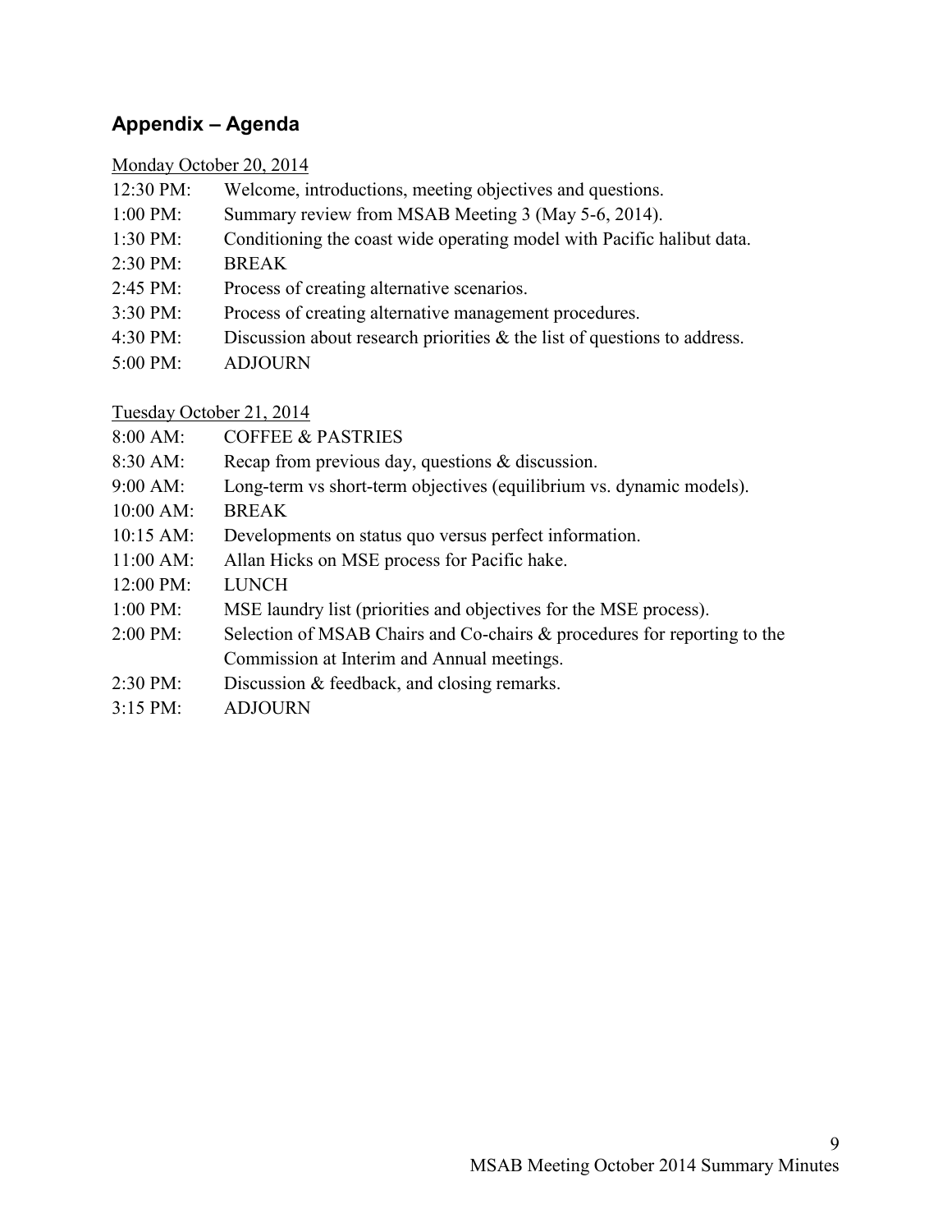## Appendix – Agenda

Monday October 20, 2014

12:30 PM: Welcome, introductions, meeting objectives and questions.
1:00 PM: Summary review from MSAB Meeting 3 (May 5-6, 2014).
1:30 PM: Conditioning the coast wide operating model with Pacific halibut data.
2:30 PM: BREAK
2:45 PM: Process of creating alternative scenarios.
3:30 PM: Process of creating alternative management procedures.
4:30 PM: Discussion about research priorities & the list of questions to address.
5:00 PM: ADJOURN

Tuesday October 21, 2014

8:00 AM: COFFEE & PASTRIES
8:30 AM: Recap from previous day, questions & discussion.
9:00 AM: Long-term vs short-term objectives (equilibrium vs. dynamic models).
10:00 AM: BREAK
10:15 AM: Developments on status quo versus perfect information.
11:00 AM: Allan Hicks on MSE process for Pacific hake.
12:00 PM: LUNCH
1:00 PM: MSE laundry list (priorities and objectives for the MSE process).
2:00 PM: Selection of MSAB Chairs and Co-chairs & procedures for reporting to the Commission at Interim and Annual meetings.
2:30 PM: Discussion & feedback, and closing remarks.
3:15 PM: ADJOURN